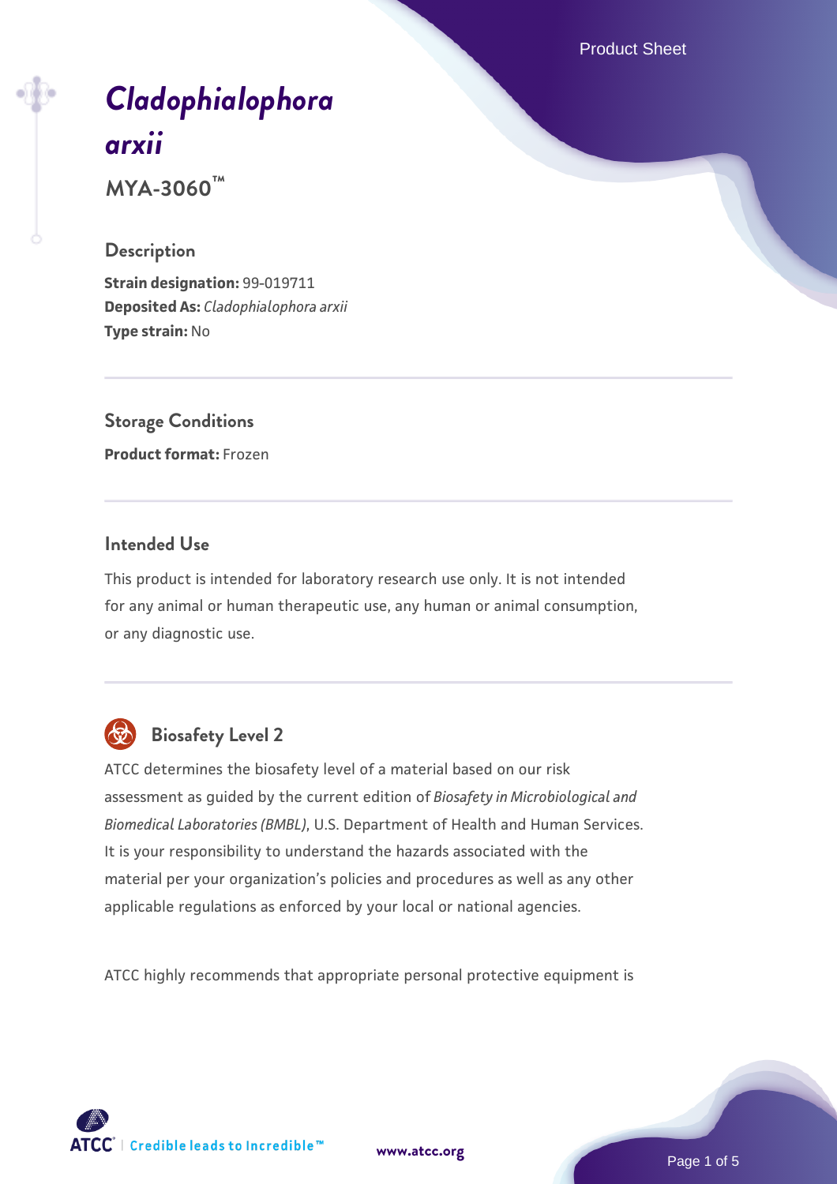# *Cladophialophora arxii*

**MYA-3060™**

## Description

**Strain designation:** 99-019711
**Deposited As:** *Cladophialophora arxii*
**Type strain:** No

## Storage Conditions

**Product format:** Frozen

## Intended Use

This product is intended for laboratory research use only. It is not intended for any animal or human therapeutic use, any human or animal consumption, or any diagnostic use.

## Biosafety Level 2

ATCC determines the biosafety level of a material based on our risk assessment as guided by the current edition of *Biosafety in Microbiological and Biomedical Laboratories (BMBL)*, U.S. Department of Health and Human Services. It is your responsibility to understand the hazards associated with the material per your organization's policies and procedures as well as any other applicable regulations as enforced by your local or national agencies.

ATCC highly recommends that appropriate personal protective equipment is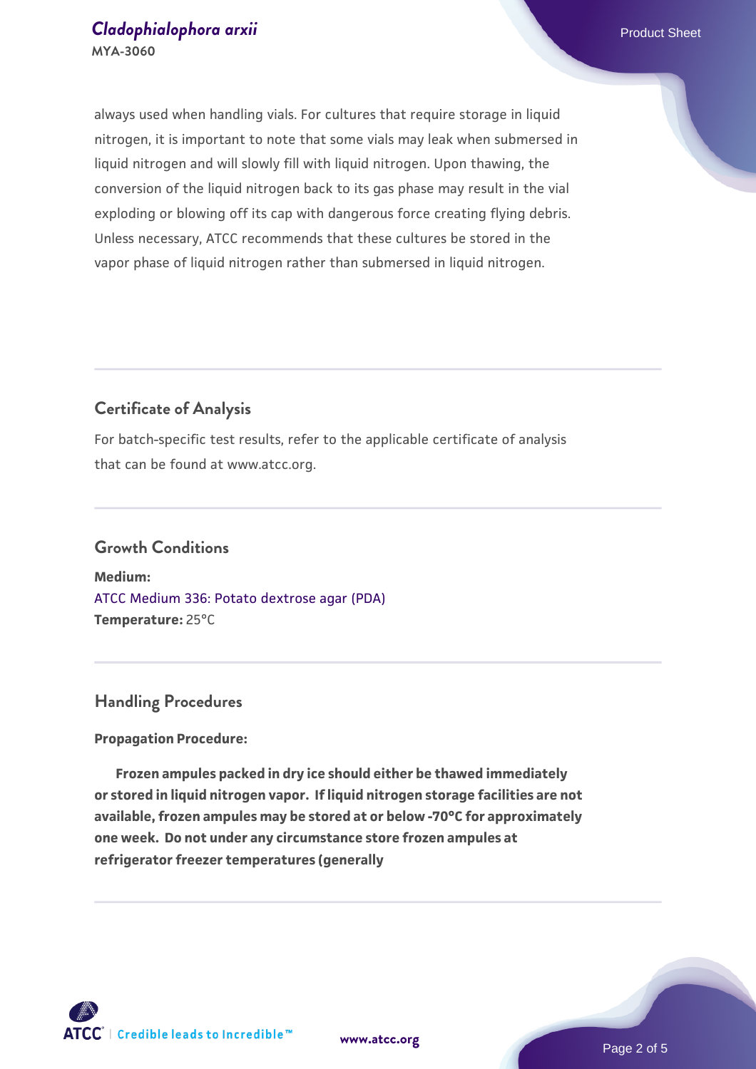always used when handling vials. For cultures that require storage in liquid nitrogen, it is important to note that some vials may leak when submersed in liquid nitrogen and will slowly fill with liquid nitrogen. Upon thawing, the conversion of the liquid nitrogen back to its gas phase may result in the vial exploding or blowing off its cap with dangerous force creating flying debris. Unless necessary, ATCC recommends that these cultures be stored in the vapor phase of liquid nitrogen rather than submersed in liquid nitrogen.

## Certificate of Analysis

For batch-specific test results, refer to the applicable certificate of analysis that can be found at www.atcc.org.

## Growth Conditions

**Medium:**
ATCC Medium 336: Potato dextrose agar (PDA)
**Temperature:** 25°C

## Handling Procedures

**Propagation Procedure:**

**Frozen ampules packed in dry ice should either be thawed immediately or stored in liquid nitrogen vapor. If liquid nitrogen storage facilities are not available, frozen ampules may be stored at or below -70°C for approximately one week. Do not under any circumstance store frozen ampules at refrigerator freezer temperatures (generally**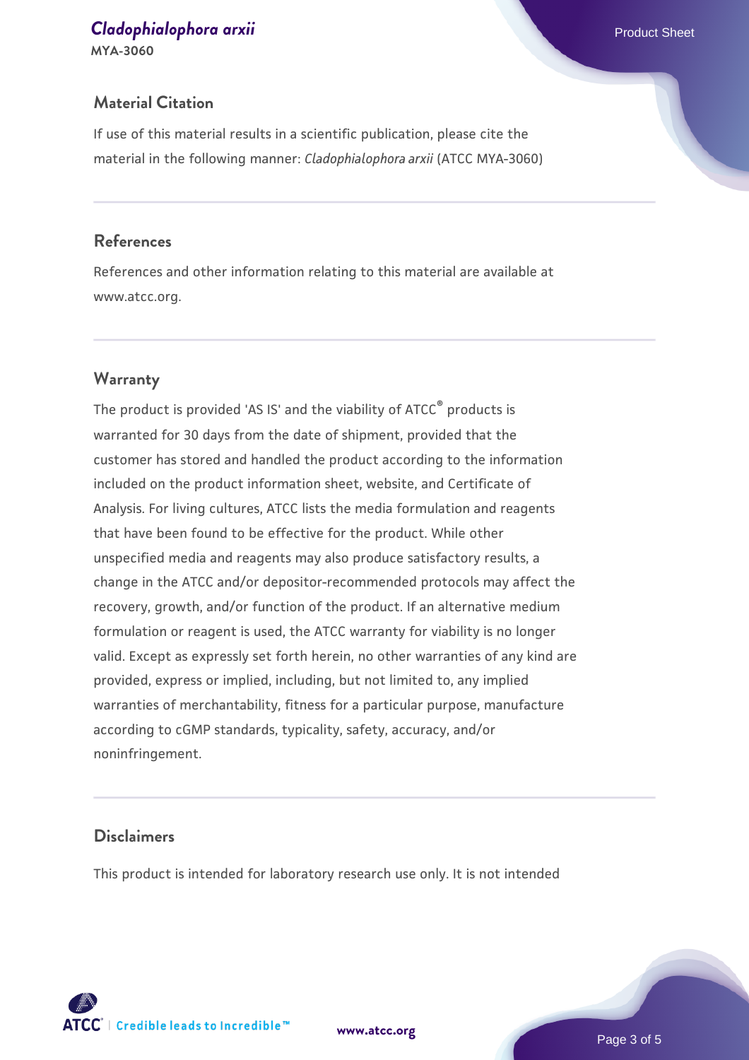## Material Citation

If use of this material results in a scientific publication, please cite the material in the following manner: *Cladophialophora arxii* (ATCC MYA-3060)

## References

References and other information relating to this material are available at www.atcc.org.

## Warranty

The product is provided 'AS IS' and the viability of ATCC® products is warranted for 30 days from the date of shipment, provided that the customer has stored and handled the product according to the information included on the product information sheet, website, and Certificate of Analysis. For living cultures, ATCC lists the media formulation and reagents that have been found to be effective for the product. While other unspecified media and reagents may also produce satisfactory results, a change in the ATCC and/or depositor-recommended protocols may affect the recovery, growth, and/or function of the product. If an alternative medium formulation or reagent is used, the ATCC warranty for viability is no longer valid. Except as expressly set forth herein, no other warranties of any kind are provided, express or implied, including, but not limited to, any implied warranties of merchantability, fitness for a particular purpose, manufacture according to cGMP standards, typicality, safety, accuracy, and/or noninfringement.

## Disclaimers

This product is intended for laboratory research use only. It is not intended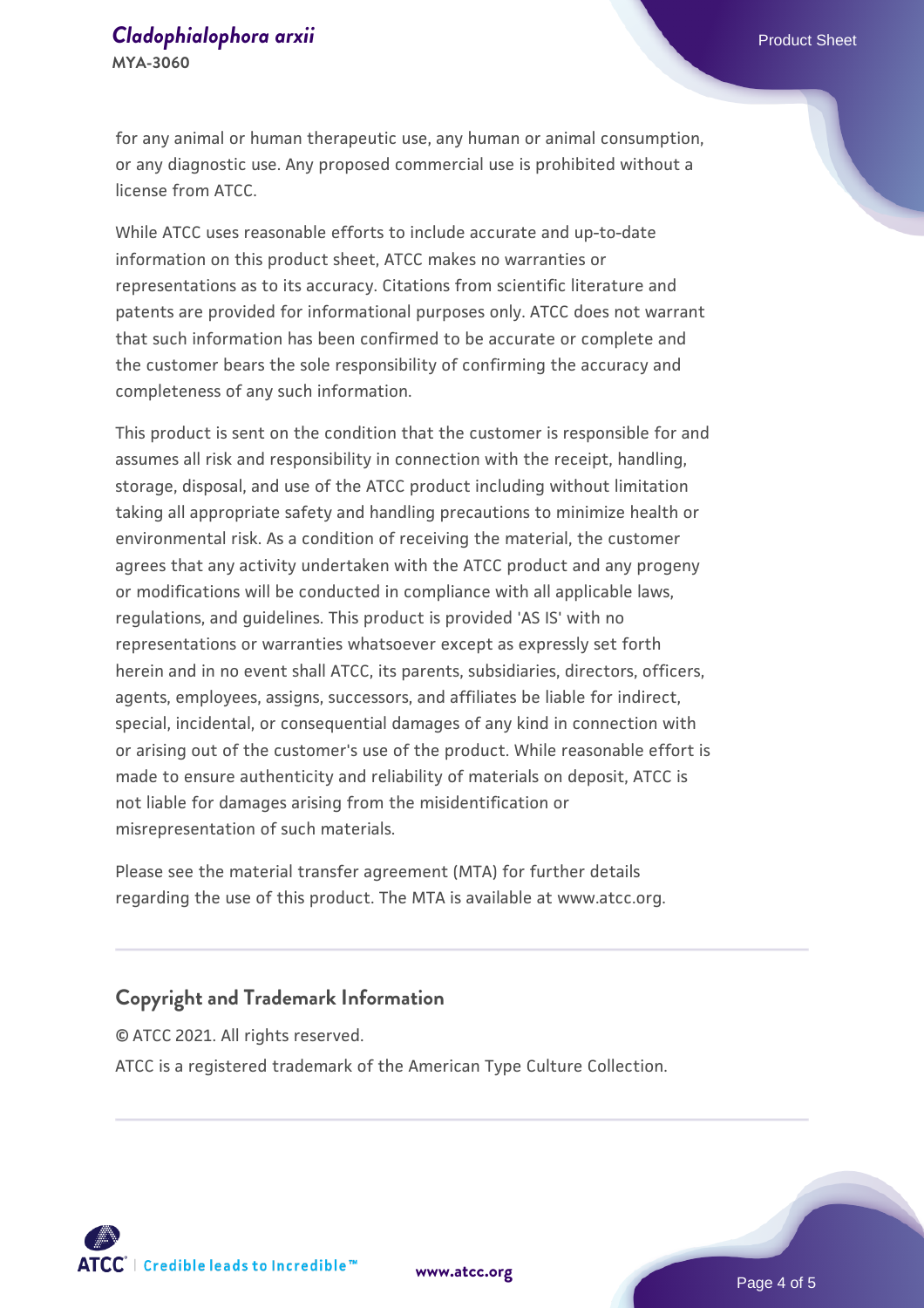for any animal or human therapeutic use, any human or animal consumption, or any diagnostic use. Any proposed commercial use is prohibited without a license from ATCC.

While ATCC uses reasonable efforts to include accurate and up-to-date information on this product sheet, ATCC makes no warranties or representations as to its accuracy. Citations from scientific literature and patents are provided for informational purposes only. ATCC does not warrant that such information has been confirmed to be accurate or complete and the customer bears the sole responsibility of confirming the accuracy and completeness of any such information.

This product is sent on the condition that the customer is responsible for and assumes all risk and responsibility in connection with the receipt, handling, storage, disposal, and use of the ATCC product including without limitation taking all appropriate safety and handling precautions to minimize health or environmental risk. As a condition of receiving the material, the customer agrees that any activity undertaken with the ATCC product and any progeny or modifications will be conducted in compliance with all applicable laws, regulations, and guidelines. This product is provided 'AS IS' with no representations or warranties whatsoever except as expressly set forth herein and in no event shall ATCC, its parents, subsidiaries, directors, officers, agents, employees, assigns, successors, and affiliates be liable for indirect, special, incidental, or consequential damages of any kind in connection with or arising out of the customer's use of the product. While reasonable effort is made to ensure authenticity and reliability of materials on deposit, ATCC is not liable for damages arising from the misidentification or misrepresentation of such materials.

Please see the material transfer agreement (MTA) for further details regarding the use of this product. The MTA is available at www.atcc.org.

## Copyright and Trademark Information

© ATCC 2021. All rights reserved.

ATCC is a registered trademark of the American Type Culture Collection.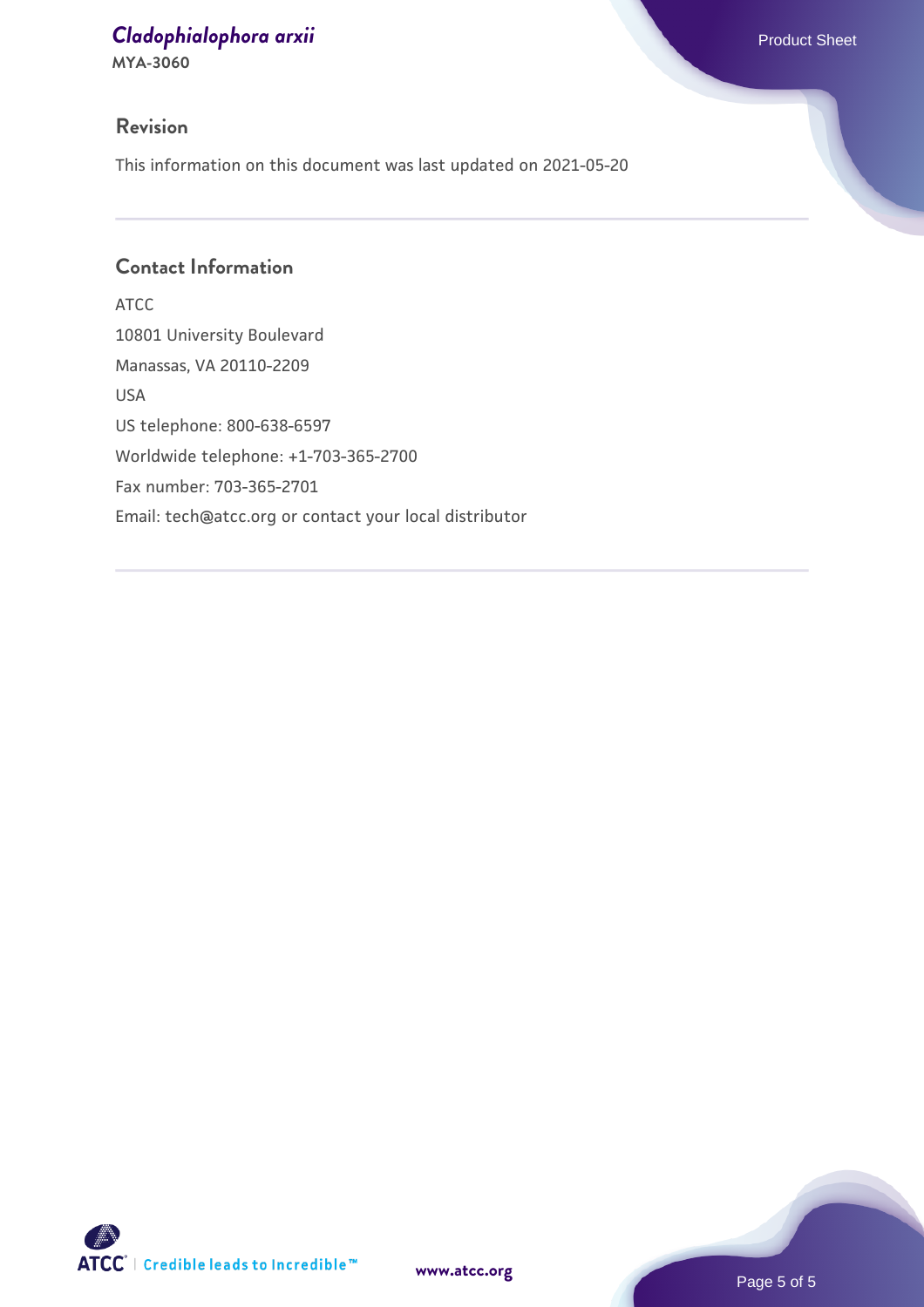## Revision

This information on this document was last updated on 2021-05-20

## Contact Information

ATCC

10801 University Boulevard

Manassas, VA 20110-2209

USA

US telephone: 800-638-6597

Worldwide telephone: +1-703-365-2700

Fax number: 703-365-2701

Email: tech@atcc.org or contact your local distributor